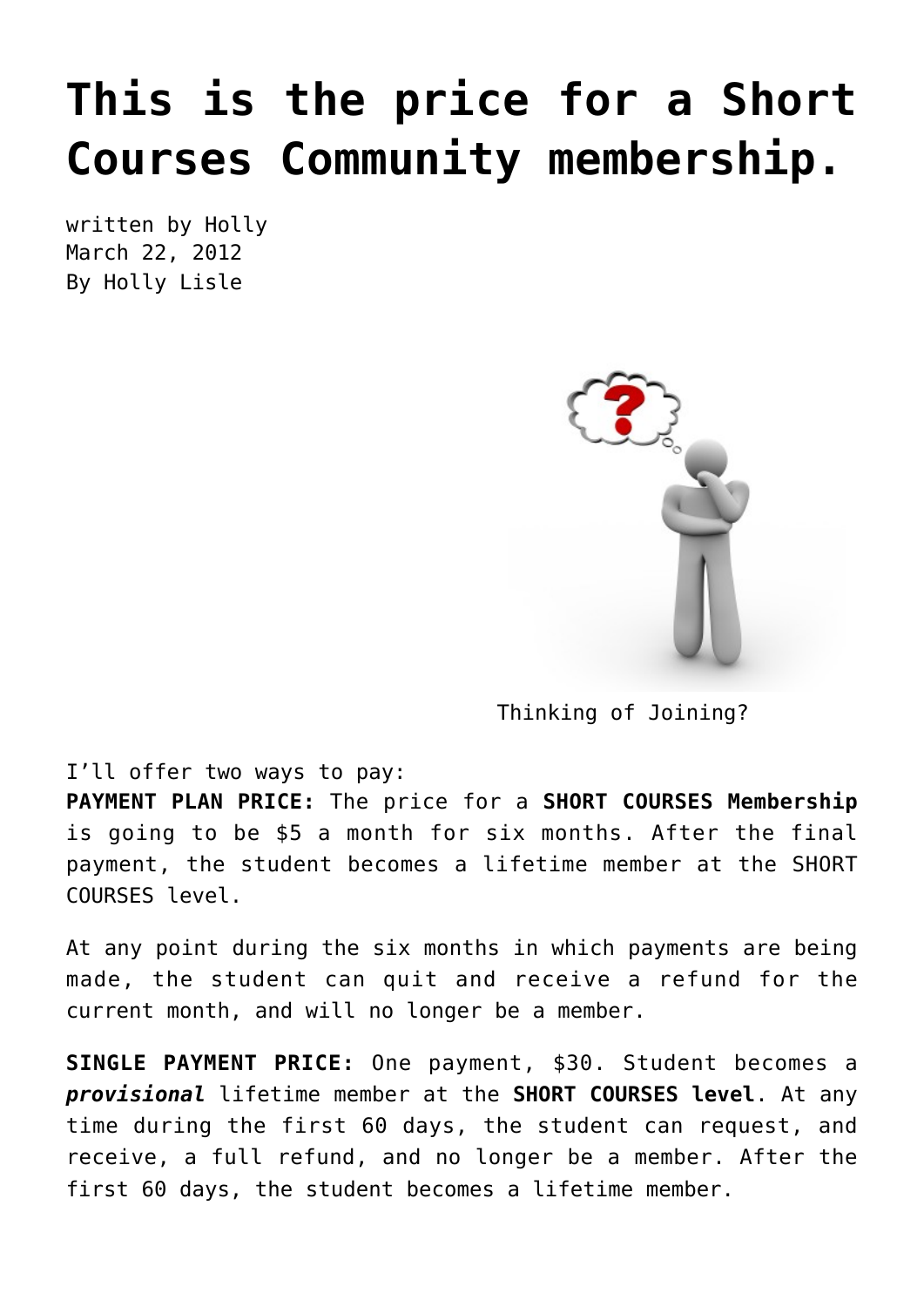# This is the price for a Short Courses Community membership.

written by Holly
March 22, 2012
By Holly Lisle

Thinking of Joining?

I'll offer two ways to pay:

**PAYMENT PLAN PRICE:** The price for a **SHORT COURSES Membership** is going to be $5 a month for six months. After the final payment, the student becomes a lifetime member at the SHORT COURSES level.

At any point during the six months in which payments are being made, the student can quit and receive a refund for the current month, and will no longer be a member.

**SINGLE PAYMENT PRICE:** One payment, $30. Student becomes a ***provisional*** lifetime member at the **SHORT COURSES level**. At any time during the first 60 days, the student can request, and receive, a full refund, and no longer be a member. After the first 60 days, the student becomes a lifetime member.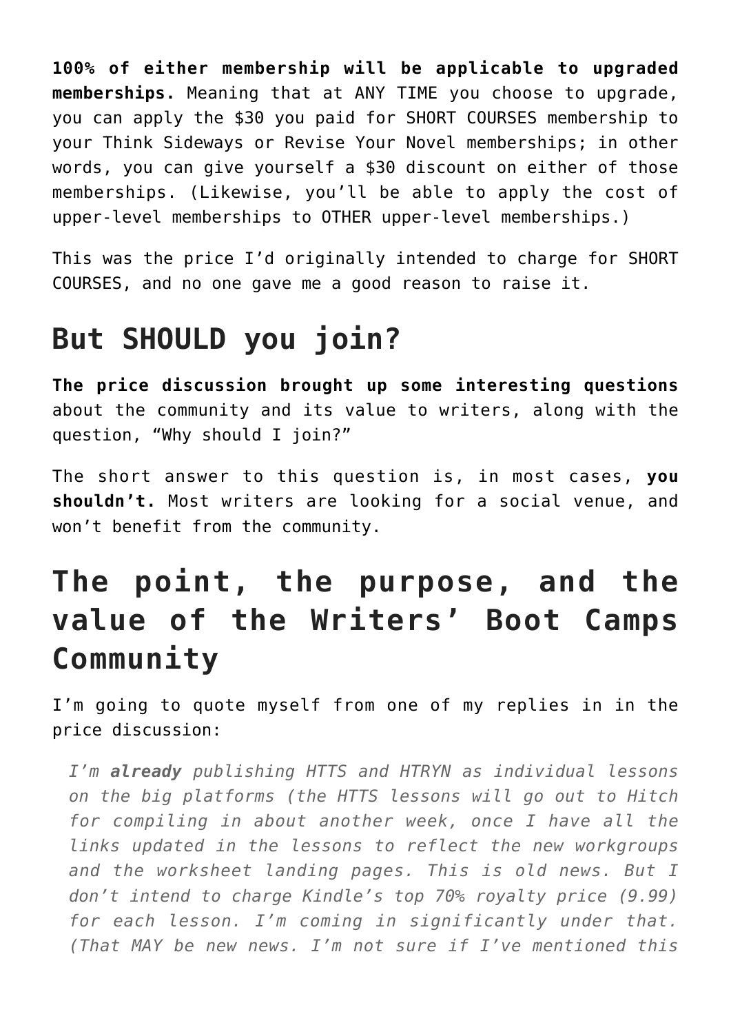**100% of either membership will be applicable to upgraded memberships.** Meaning that at ANY TIME you choose to upgrade, you can apply the $30 you paid for SHORT COURSES membership to your Think Sideways or Revise Your Novel memberships; in other words, you can give yourself a $30 discount on either of those memberships. (Likewise, you'll be able to apply the cost of upper-level memberships to OTHER upper-level memberships.)

This was the price I'd originally intended to charge for SHORT COURSES, and no one gave me a good reason to raise it.

## But SHOULD you join?

**The price discussion brought up some interesting questions** about the community and its value to writers, along with the question, "Why should I join?"

The short answer to this question is, in most cases, **you shouldn't.** Most writers are looking for a social venue, and won't benefit from the community.

## The point, the purpose, and the value of the Writers' Boot Camps Community

I'm going to quote myself from one of my replies in in the price discussion:

> *I'm **already** publishing HTTS and HTRYN as individual lessons on the big platforms (the HTTS lessons will go out to Hitch for compiling in about another week, once I have all the links updated in the lessons to reflect the new workgroups and the worksheet landing pages. This is old news. But I don't intend to charge Kindle's top 70% royalty price (9.99) for each lesson. I'm coming in significantly under that. (That MAY be new news. I'm not sure if I've mentioned this*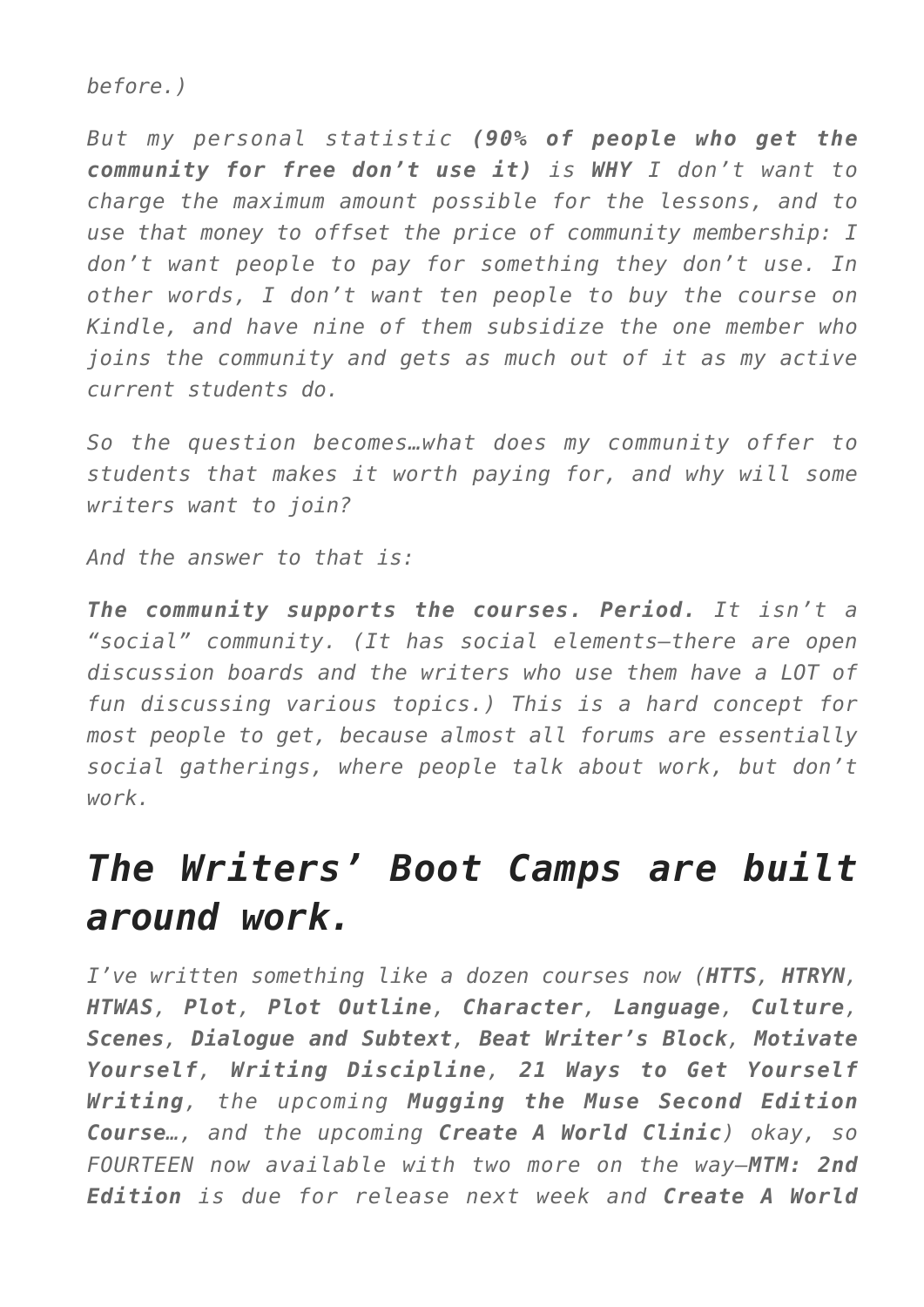*before.)*

*But my personal statistic **(90% of people who get the community for free don't use it)** is **WHY** I don't want to charge the maximum amount possible for the lessons, and to use that money to offset the price of community membership: I don't want people to pay for something they don't use. In other words, I don't want ten people to buy the course on Kindle, and have nine of them subsidize the one member who joins the community and gets as much out of it as my active current students do.*

*So the question becomes…what does my community offer to students that makes it worth paying for, and why will some writers want to join?*

*And the answer to that is:*

***The community supports the courses. Period.** It isn't a "social" community. (It has social elements—there are open discussion boards and the writers who use them have a LOT of fun discussing various topics.) This is a hard concept for most people to get, because almost all forums are essentially social gatherings, where people talk about work, but don't work.*

## *The Writers' Boot Camps are built around work.*

*I've written something like a dozen courses now (**HTTS**, **HTRYN**, **HTWAS**, **Plot**, **Plot Outline**, **Character**, **Language**, **Culture**, **Scenes**, **Dialogue and Subtext**, **Beat Writer's Block**, **Motivate Yourself**, **Writing Discipline**, **21 Ways to Get Yourself Writing**, the upcoming **Mugging the Muse Second Edition Course…**, and the upcoming **Create A World Clinic**) okay, so FOURTEEN now available with two more on the way—**MTM: 2nd Edition** is due for release next week and **Create A World***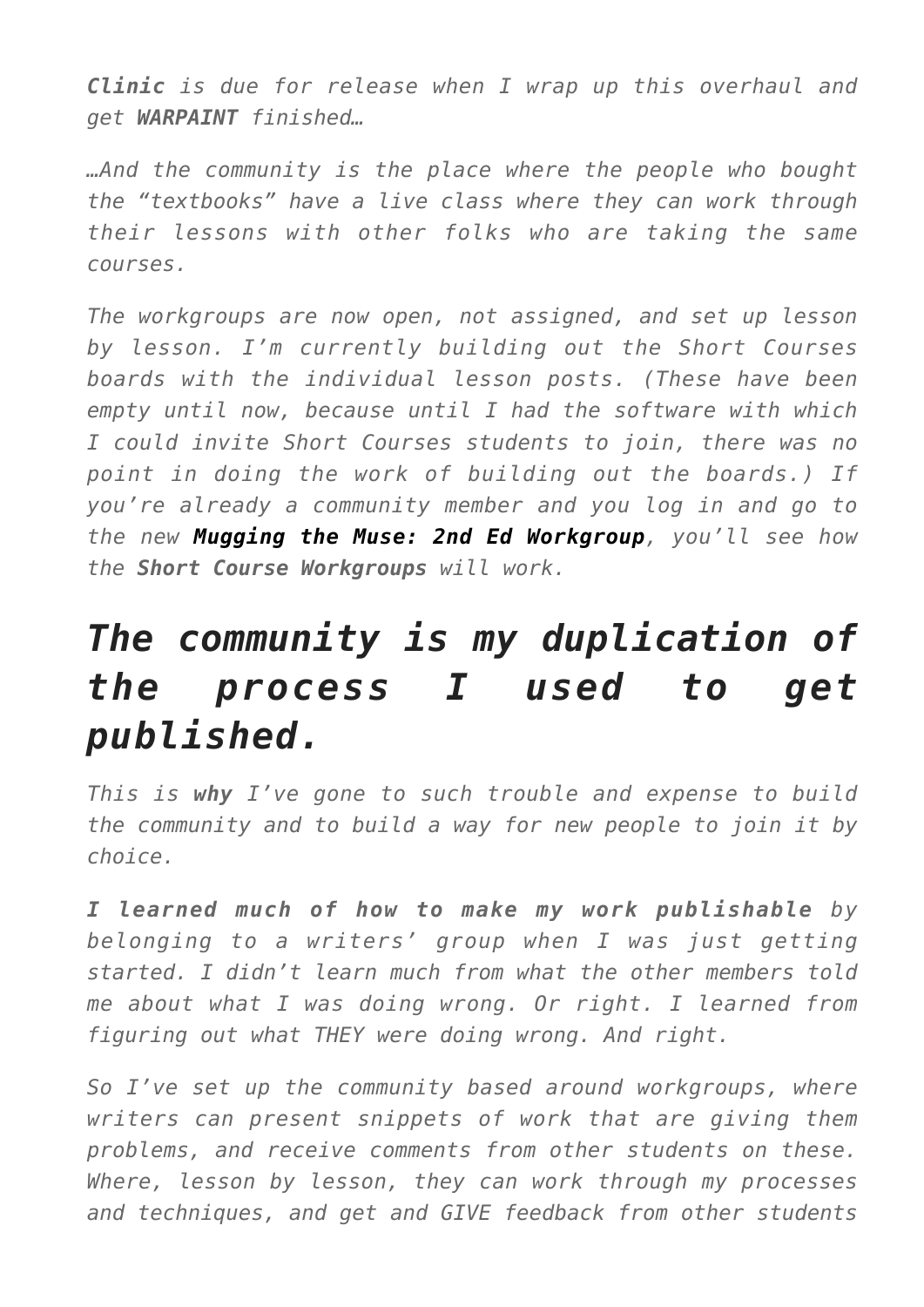*__Clinic__ is due for release when I wrap up this overhaul and get __WARPAINT__ finished…*

*…And the community is the place where the people who bought the "textbooks" have a live class where they can work through their lessons with other folks who are taking the same courses.*

*The workgroups are now open, not assigned, and set up lesson by lesson. I'm currently building out the Short Courses boards with the individual lesson posts. (These have been empty until now, because until I had the software with which I could invite Short Courses students to join, there was no point in doing the work of building out the boards.) If you're already a community member and you log in and go to the new __Mugging the Muse: 2nd Ed Workgroup__, you'll see how the __Short Course Workgroups__ will work.*

## *The community is my duplication of the process I used to get published.*

*This is __why__ I've gone to such trouble and expense to build the community and to build a way for new people to join it by choice.*

*__I learned much of how to make my work publishable__ by belonging to a writers' group when I was just getting started. I didn't learn much from what the other members told me about what I was doing wrong. Or right. I learned from figuring out what THEY were doing wrong. And right.*

*So I've set up the community based around workgroups, where writers can present snippets of work that are giving them problems, and receive comments from other students on these. Where, lesson by lesson, they can work through my processes and techniques, and get and GIVE feedback from other students*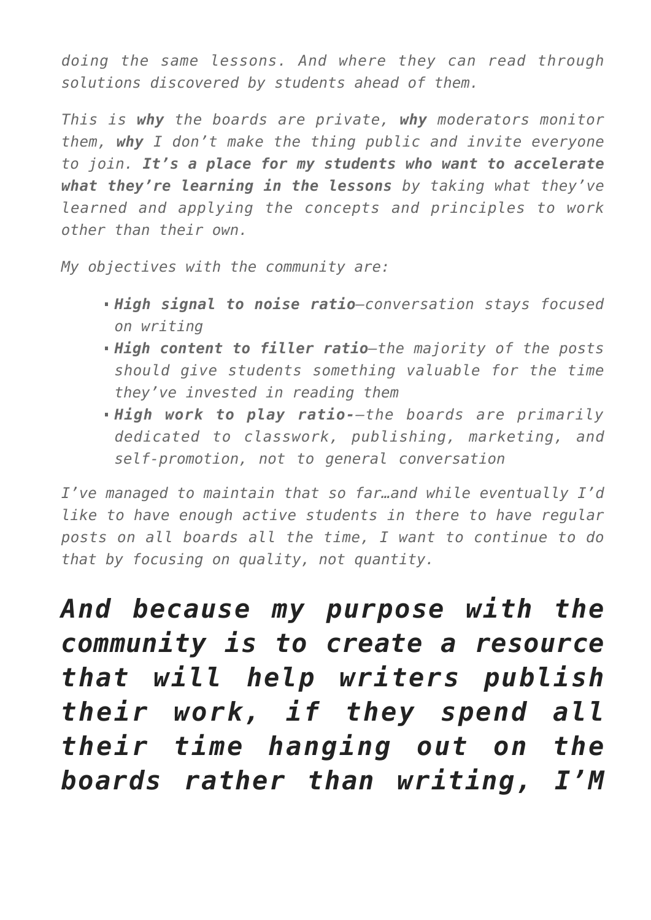*doing the same lessons. And where they can read through solutions discovered by students ahead of them.*

*This is **why** the boards are private, **why** moderators monitor them, **why** I don't make the thing public and invite everyone to join. **It's a place for my students who want to accelerate what they're learning in the lessons** by taking what they've learned and applying the concepts and principles to work other than their own.*

*My objectives with the community are:*

- ***High signal to noise ratio**—conversation stays focused on writing*
- ***High content to filler ratio**—the majority of the posts should give students something valuable for the time they've invested in reading them*
- ***High work to play ratio-**—the boards are primarily dedicated to classwork, publishing, marketing, and self-promotion, not to general conversation*

*I've managed to maintain that so far…and while eventually I'd like to have enough active students in there to have regular posts on all boards all the time, I want to continue to do that by focusing on quality, not quantity.*

## *And because my purpose with the community is to create a resource that will help writers publish their work, if they spend all their time hanging out on the boards rather than writing, I'M*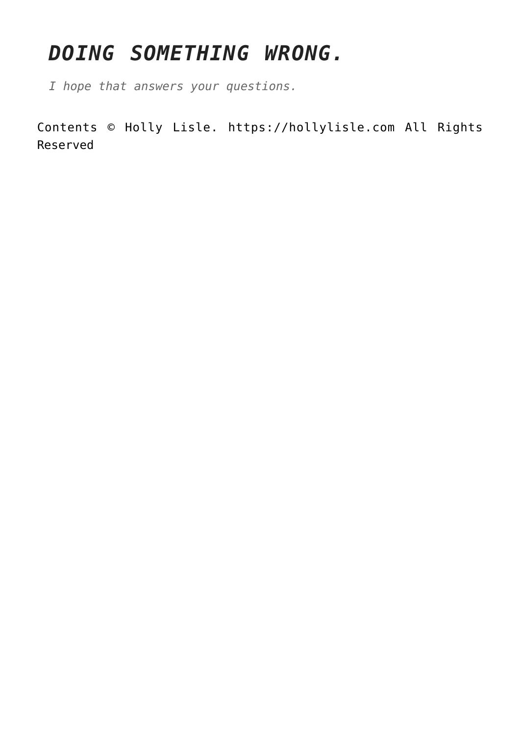## *DOING SOMETHING WRONG.*

*I hope that answers your questions.*

Contents © Holly Lisle. https://hollylisle.com All Rights Reserved